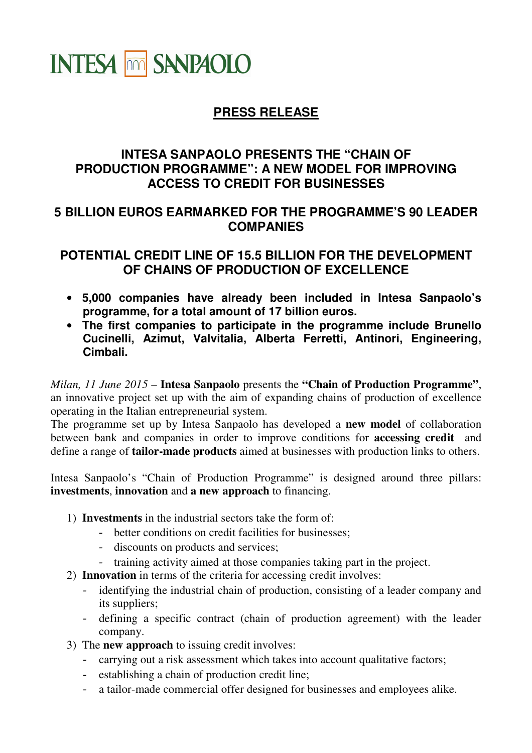INTESA SANPAOLO

# PRESS RELEASE

## INTESA SANPAOLO PRESENTS THE "CHAIN OF PRODUCTION PROGRAMME": A NEW MODEL FOR IMPROVING ACCESS TO CREDIT FOR BUSINESSES

## 5 BILLION EUROS EARMARKED FOR THE PROGRAMME'S 90 LEADER COMPANIES

## POTENTIAL CREDIT LINE OF 15.5 BILLION FOR THE DEVELOPMENT OF CHAINS OF PRODUCTION OF EXCELLENCE

- **5,000 companies have already been included in Intesa Sanpaolo's programme, for a total amount of 17 billion euros.**
- **The first companies to participate in the programme include Brunello Cucinelli, Azimut, Valvitalia, Alberta Ferretti, Antinori, Engineering, Cimbali.**

*Milan, 11 June 2015* – **Intesa Sanpaolo** presents the **"Chain of Production Programme"**, an innovative project set up with the aim of expanding chains of production of excellence operating in the Italian entrepreneurial system.
The programme set up by Intesa Sanpaolo has developed a **new model** of collaboration between bank and companies in order to improve conditions for **accessing credit** and define a range of **tailor-made products** aimed at businesses with production links to others.

Intesa Sanpaolo's "Chain of Production Programme" is designed around three pillars: **investments**, **innovation** and **a new approach** to financing.

1) **Investments** in the industrial sectors take the form of:
   - better conditions on credit facilities for businesses;
   - discounts on products and services;
   - training activity aimed at those companies taking part in the project.
2) **Innovation** in terms of the criteria for accessing credit involves:
   - identifying the industrial chain of production, consisting of a leader company and its suppliers;
   - defining a specific contract (chain of production agreement) with the leader company.
3) The **new approach** to issuing credit involves:
   - carrying out a risk assessment which takes into account qualitative factors;
   - establishing a chain of production credit line;
   - a tailor-made commercial offer designed for businesses and employees alike.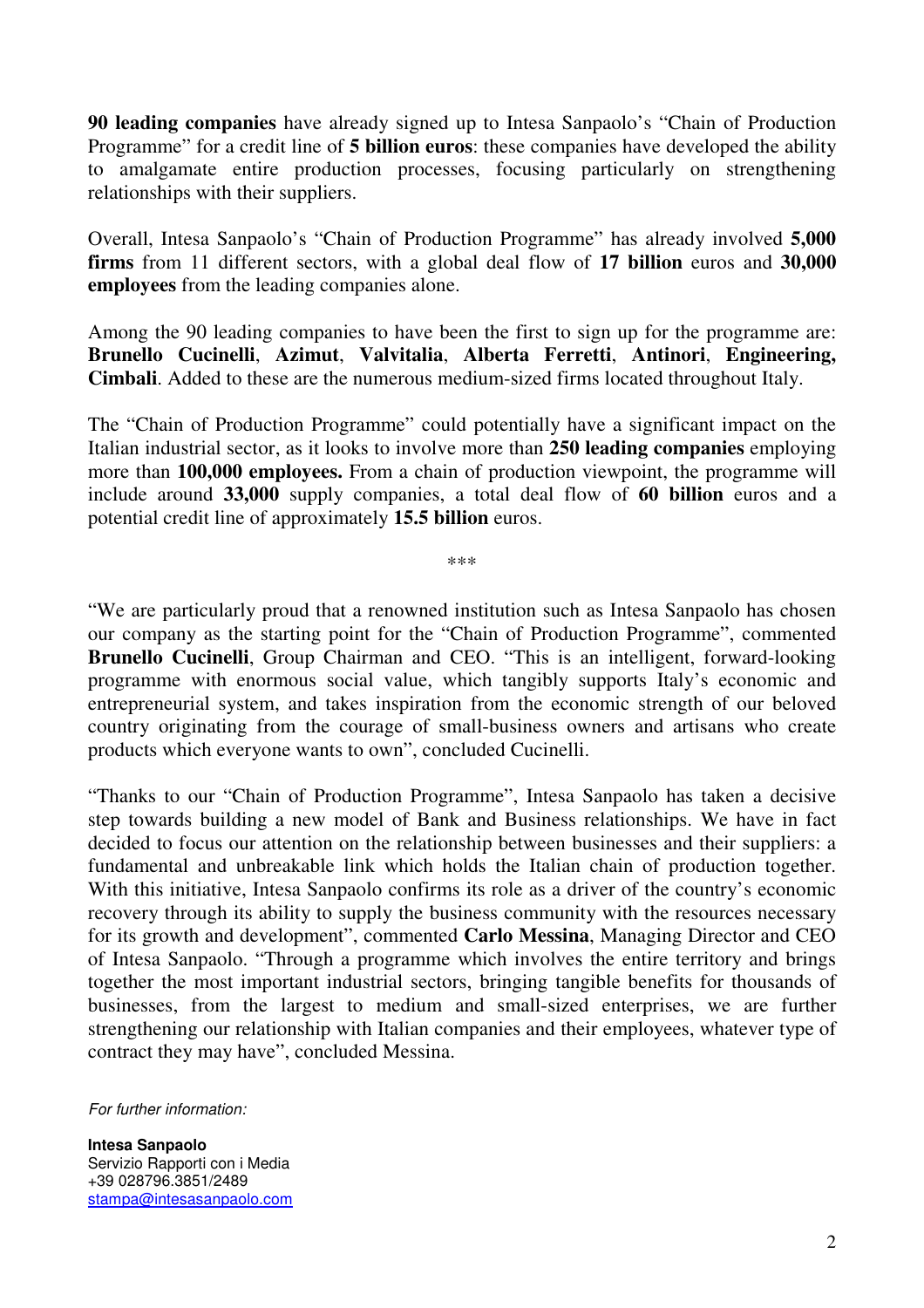**90 leading companies** have already signed up to Intesa Sanpaolo's "Chain of Production Programme" for a credit line of **5 billion euros**: these companies have developed the ability to amalgamate entire production processes, focusing particularly on strengthening relationships with their suppliers.

Overall, Intesa Sanpaolo's "Chain of Production Programme" has already involved **5,000 firms** from 11 different sectors, with a global deal flow of **17 billion** euros and **30,000 employees** from the leading companies alone.

Among the 90 leading companies to have been the first to sign up for the programme are: **Brunello Cucinelli**, **Azimut**, **Valvitalia**, **Alberta Ferretti**, **Antinori**, **Engineering, Cimbali**. Added to these are the numerous medium-sized firms located throughout Italy.

The "Chain of Production Programme" could potentially have a significant impact on the Italian industrial sector, as it looks to involve more than **250 leading companies** employing more than **100,000 employees.** From a chain of production viewpoint, the programme will include around **33,000** supply companies, a total deal flow of **60 billion** euros and a potential credit line of approximately **15.5 billion** euros.

\*\*\*

"We are particularly proud that a renowned institution such as Intesa Sanpaolo has chosen our company as the starting point for the "Chain of Production Programme", commented **Brunello Cucinelli**, Group Chairman and CEO. "This is an intelligent, forward-looking programme with enormous social value, which tangibly supports Italy's economic and entrepreneurial system, and takes inspiration from the economic strength of our beloved country originating from the courage of small-business owners and artisans who create products which everyone wants to own", concluded Cucinelli.

"Thanks to our "Chain of Production Programme", Intesa Sanpaolo has taken a decisive step towards building a new model of Bank and Business relationships. We have in fact decided to focus our attention on the relationship between businesses and their suppliers: a fundamental and unbreakable link which holds the Italian chain of production together. With this initiative, Intesa Sanpaolo confirms its role as a driver of the country's economic recovery through its ability to supply the business community with the resources necessary for its growth and development", commented **Carlo Messina**, Managing Director and CEO of Intesa Sanpaolo. "Through a programme which involves the entire territory and brings together the most important industrial sectors, bringing tangible benefits for thousands of businesses, from the largest to medium and small-sized enterprises, we are further strengthening our relationship with Italian companies and their employees, whatever type of contract they may have", concluded Messina.

*For further information:*

**Intesa Sanpaolo**
Servizio Rapporti con i Media
+39 028796.3851/2489
stampa@intesasanpaolo.com